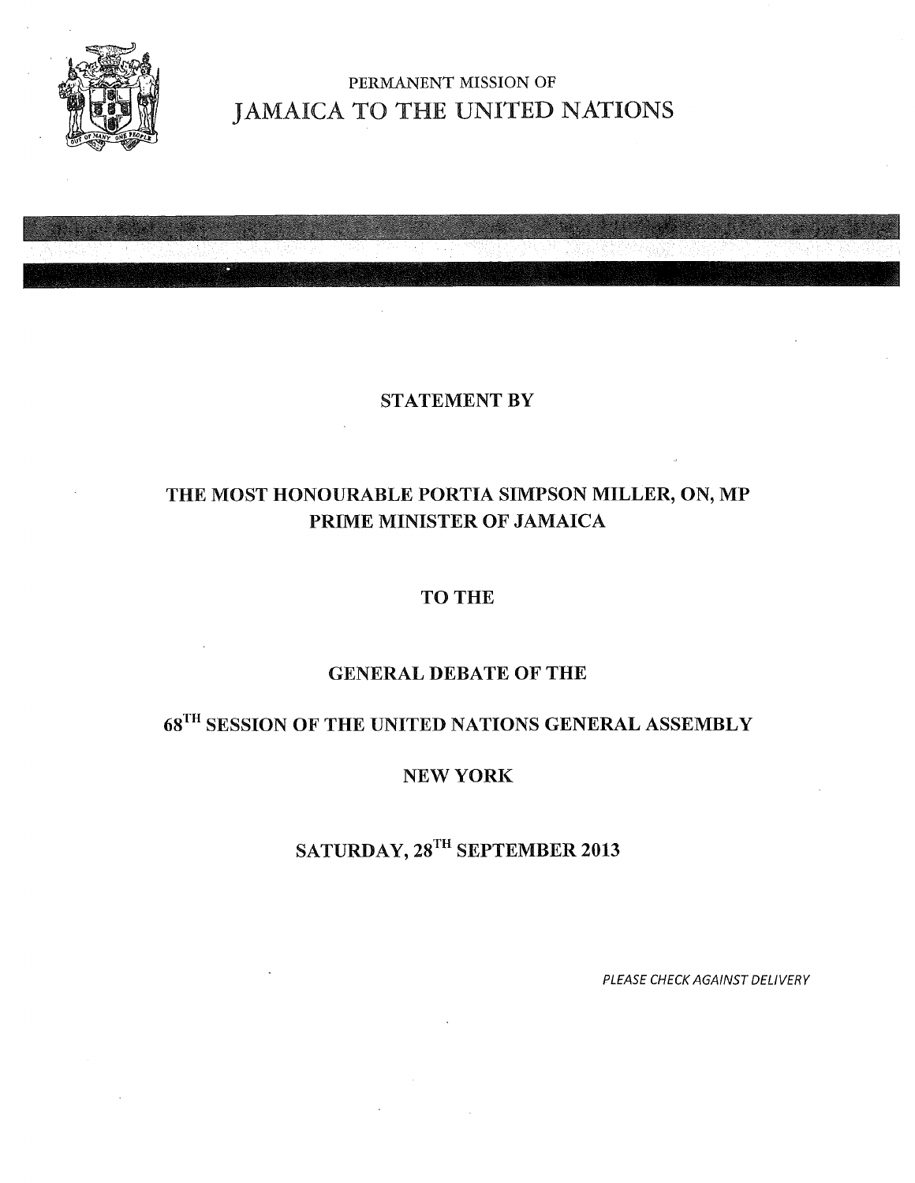PERMANENT MISSION OF

# JAMAICA TO THE UNITED NATIONS

STATEMENT BY

THE MOST HONOURABLE PORTIA SIMPSON MILLER, ON, MP
PRIME MINISTER OF JAMAICA

TO THE

GENERAL DEBATE OF THE

68TH SESSION OF THE UNITED NATIONS GENERAL ASSEMBLY

NEW YORK

SATURDAY, 28TH SEPTEMBER 2013

*PLEASE CHECK AGAINST DELIVERY*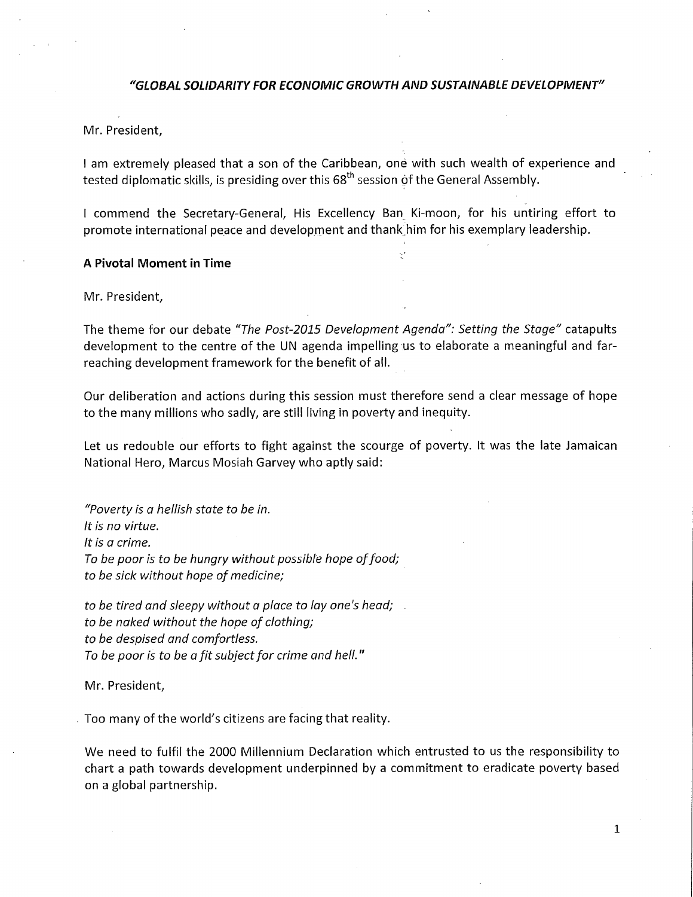***"GLOBAL SOLIDARITY FOR ECONOMIC GROWTH AND SUSTAINABLE DEVELOPMENT"***

Mr. President,

I am extremely pleased that a son of the Caribbean, one with such wealth of experience and tested diplomatic skills, is presiding over this 68th session of the General Assembly.

I commend the Secretary-General, His Excellency Ban Ki-moon, for his untiring effort to promote international peace and development and thank him for his exemplary leadership.

**A Pivotal Moment in Time**

Mr. President,

The theme for our debate *"The Post-2015 Development Agenda": Setting the Stage"* catapults development to the centre of the UN agenda impelling us to elaborate a meaningful and far-reaching development framework for the benefit of all.

Our deliberation and actions during this session must therefore send a clear message of hope to the many millions who sadly, are still living in poverty and inequity.

Let us redouble our efforts to fight against the scourge of poverty. It was the late Jamaican National Hero, Marcus Mosiah Garvey who aptly said:

*"Poverty is a hellish state to be in.*
*It is no virtue.*
*It is a crime.*
*To be poor is to be hungry without possible hope of food;*
*to be sick without hope of medicine;*

*to be tired and sleepy without a place to lay one's head;*
*to be naked without the hope of clothing;*
*to be despised and comfortless.*
*To be poor is to be a fit subject for crime and hell."*

Mr. President,

Too many of the world's citizens are facing that reality.

We need to fulfil the 2000 Millennium Declaration which entrusted to us the responsibility to chart a path towards development underpinned by a commitment to eradicate poverty based on a global partnership.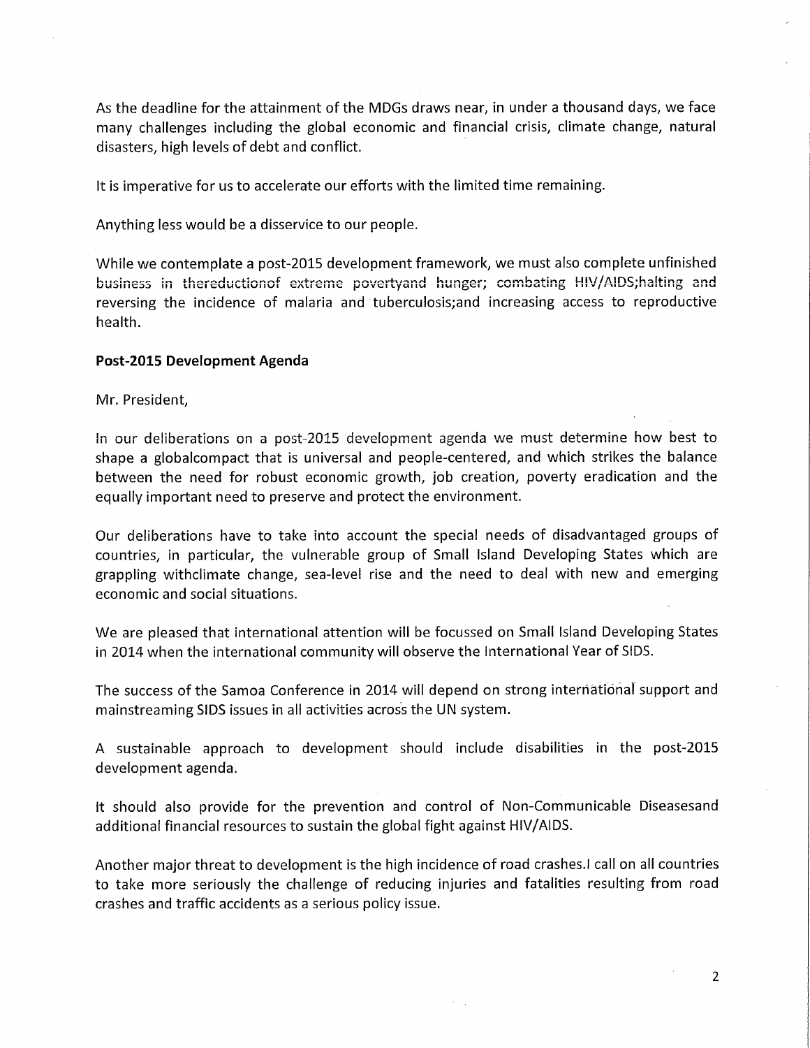As the deadline for the attainment of the MDGs draws near, in under a thousand days, we face many challenges including the global economic and financial crisis, climate change, natural disasters, high levels of debt and conflict.

It is imperative for us to accelerate our efforts with the limited time remaining.

Anything less would be a disservice to our people.

While we contemplate a post-2015 development framework, we must also complete unfinished business in thereductionof extreme povertyand hunger; combating HIV/AIDS;halting and reversing the incidence of malaria and tuberculosis;and increasing access to reproductive health.

**Post-2015 Development Agenda**

Mr. President,

In our deliberations on a post-2015 development agenda we must determine how best to shape a globalcompact that is universal and people-centered, and which strikes the balance between the need for robust economic growth, job creation, poverty eradication and the equally important need to preserve and protect the environment.

Our deliberations have to take into account the special needs of disadvantaged groups of countries, in particular, the vulnerable group of Small Island Developing States which are grappling withclimate change, sea-level rise and the need to deal with new and emerging economic and social situations.

We are pleased that international attention will be focussed on Small Island Developing States in 2014 when the international community will observe the International Year of SIDS.

The success of the Samoa Conference in 2014 will depend on strong international support and mainstreaming SIDS issues in all activities across the UN system.

A sustainable approach to development should include disabilities in the post-2015 development agenda.

It should also provide for the prevention and control of Non-Communicable Diseasesand additional financial resources to sustain the global fight against HIV/AIDS.

Another major threat to development is the high incidence of road crashes.I call on all countries to take more seriously the challenge of reducing injuries and fatalities resulting from road crashes and traffic accidents as a serious policy issue.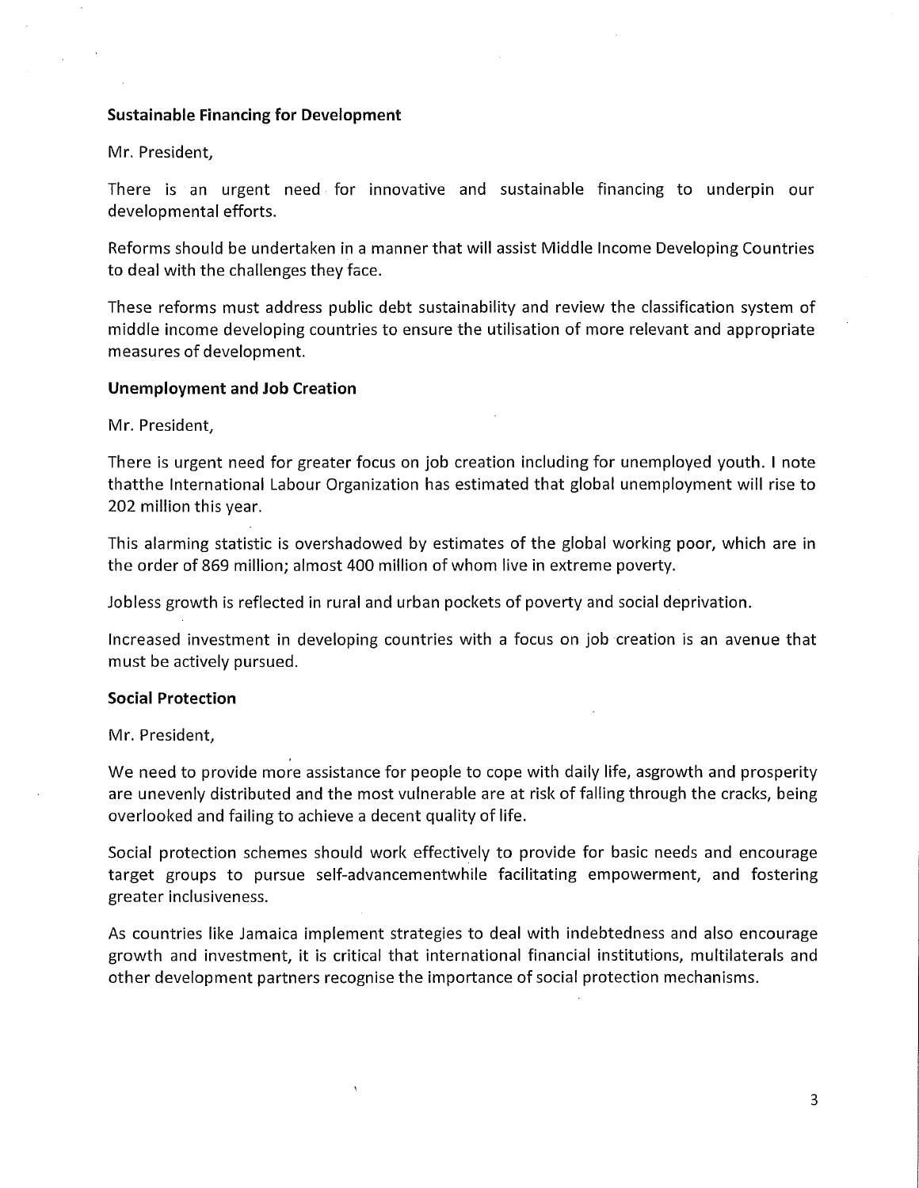**Sustainable Financing for Development**

Mr. President,

There is an urgent need for innovative and sustainable financing to underpin our developmental efforts.

Reforms should be undertaken in a manner that will assist Middle Income Developing Countries to deal with the challenges they face.

These reforms must address public debt sustainability and review the classification system of middle income developing countries to ensure the utilisation of more relevant and appropriate measures of development.

**Unemployment and Job Creation**

Mr. President,

There is urgent need for greater focus on job creation including for unemployed youth. I note thatthe International Labour Organization has estimated that global unemployment will rise to 202 million this year.

This alarming statistic is overshadowed by estimates of the global working poor, which are in the order of 869 million; almost 400 million of whom live in extreme poverty.

Jobless growth is reflected in rural and urban pockets of poverty and social deprivation.

Increased investment in developing countries with a focus on job creation is an avenue that must be actively pursued.

**Social Protection**

Mr. President,

We need to provide more assistance for people to cope with daily life, asgrowth and prosperity are unevenly distributed and the most vulnerable are at risk of falling through the cracks, being overlooked and failing to achieve a decent quality of life.

Social protection schemes should work effectively to provide for basic needs and encourage target groups to pursue self-advancementwhile facilitating empowerment, and fostering greater inclusiveness.

As countries like Jamaica implement strategies to deal with indebtedness and also encourage growth and investment, it is critical that international financial institutions, multilaterals and other development partners recognise the importance of social protection mechanisms.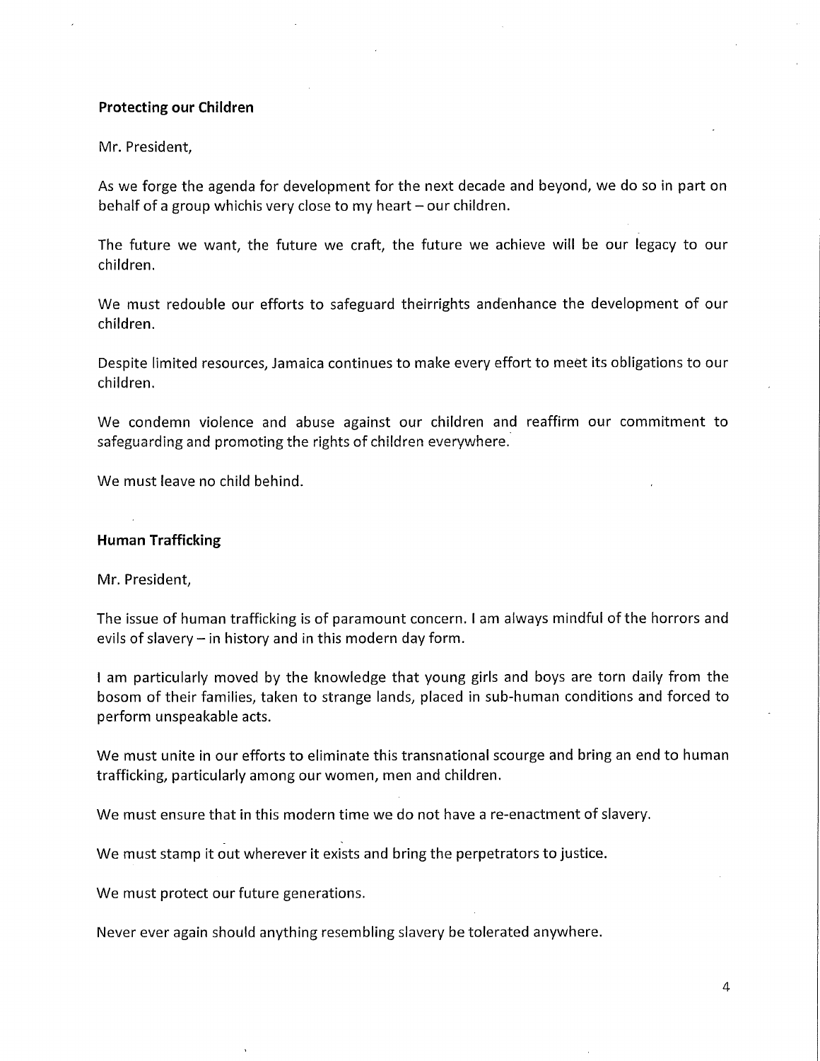**Protecting our Children**

Mr. President,

As we forge the agenda for development for the next decade and beyond, we do so in part on behalf of a group whichis very close to my heart – our children.

The future we want, the future we craft, the future we achieve will be our legacy to our children.

We must redouble our efforts to safeguard theirrights andenhance the development of our children.

Despite limited resources, Jamaica continues to make every effort to meet its obligations to our children.

We condemn violence and abuse against our children and reaffirm our commitment to safeguarding and promoting the rights of children everywhere.

We must leave no child behind.

**Human Trafficking**

Mr. President,

The issue of human trafficking is of paramount concern. I am always mindful of the horrors and evils of slavery – in history and in this modern day form.

I am particularly moved by the knowledge that young girls and boys are torn daily from the bosom of their families, taken to strange lands, placed in sub-human conditions and forced to perform unspeakable acts.

We must unite in our efforts to eliminate this transnational scourge and bring an end to human trafficking, particularly among our women, men and children.

We must ensure that in this modern time we do not have a re-enactment of slavery.

We must stamp it out wherever it exists and bring the perpetrators to justice.

We must protect our future generations.

Never ever again should anything resembling slavery be tolerated anywhere.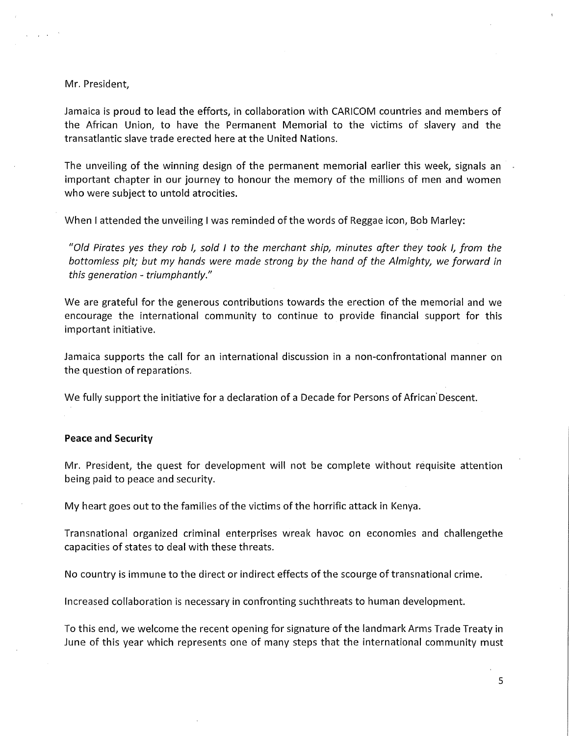Mr. President,

Jamaica is proud to lead the efforts, in collaboration with CARICOM countries and members of the African Union, to have the Permanent Memorial to the victims of slavery and the transatlantic slave trade erected here at the United Nations.

The unveiling of the winning design of the permanent memorial earlier this week, signals an important chapter in our journey to honour the memory of the millions of men and women who were subject to untold atrocities.

When I attended the unveiling I was reminded of the words of Reggae icon, Bob Marley:

*"Old Pirates yes they rob I, sold I to the merchant ship, minutes after they took I, from the bottomless pit; but my hands were made strong by the hand of the Almighty, we forward in this generation - triumphantly."*

We are grateful for the generous contributions towards the erection of the memorial and we encourage the international community to continue to provide financial support for this important initiative.

Jamaica supports the call for an international discussion in a non-confrontational manner on the question of reparations.

We fully support the initiative for a declaration of a Decade for Persons of African Descent.

**Peace and Security**

Mr. President, the quest for development will not be complete without requisite attention being paid to peace and security.

My heart goes out to the families of the victims of the horrific attack in Kenya.

Transnational organized criminal enterprises wreak havoc on economies and challengethe capacities of states to deal with these threats.

No country is immune to the direct or indirect effects of the scourge of transnational crime.

Increased collaboration is necessary in confronting suchthreats to human development.

To this end, we welcome the recent opening for signature of the landmark Arms Trade Treaty in June of this year which represents one of many steps that the international community must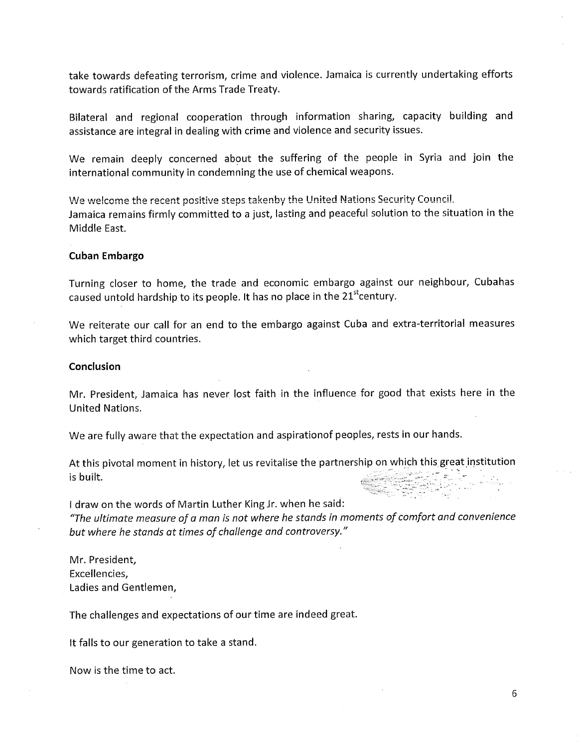take towards defeating terrorism, crime and violence. Jamaica is currently undertaking efforts towards ratification of the Arms Trade Treaty.

Bilateral and regional cooperation through information sharing, capacity building and assistance are integral in dealing with crime and violence and security issues.

We remain deeply concerned about the suffering of the people in Syria and join the international community in condemning the use of chemical weapons.

We welcome the recent positive steps takenby the United Nations Security Council.
Jamaica remains firmly committed to a just, lasting and peaceful solution to the situation in the Middle East.

**Cuban Embargo**

Turning closer to home, the trade and economic embargo against our neighbour, Cubahas caused untold hardship to its people. It has no place in the 21st century.

We reiterate our call for an end to the embargo against Cuba and extra-territorial measures which target third countries.

**Conclusion**

Mr. President, Jamaica has never lost faith in the influence for good that exists here in the United Nations.

We are fully aware that the expectation and aspirationof peoples, rests in our hands.

At this pivotal moment in history, let us revitalise the partnership on which this great institution is built.

I draw on the words of Martin Luther King Jr. when he said:
*"The ultimate measure of a man is not where he stands in moments of comfort and convenience but where he stands at times of challenge and controversy."*

Mr. President,
Excellencies,
Ladies and Gentlemen,

The challenges and expectations of our time are indeed great.

It falls to our generation to take a stand.

Now is the time to act.